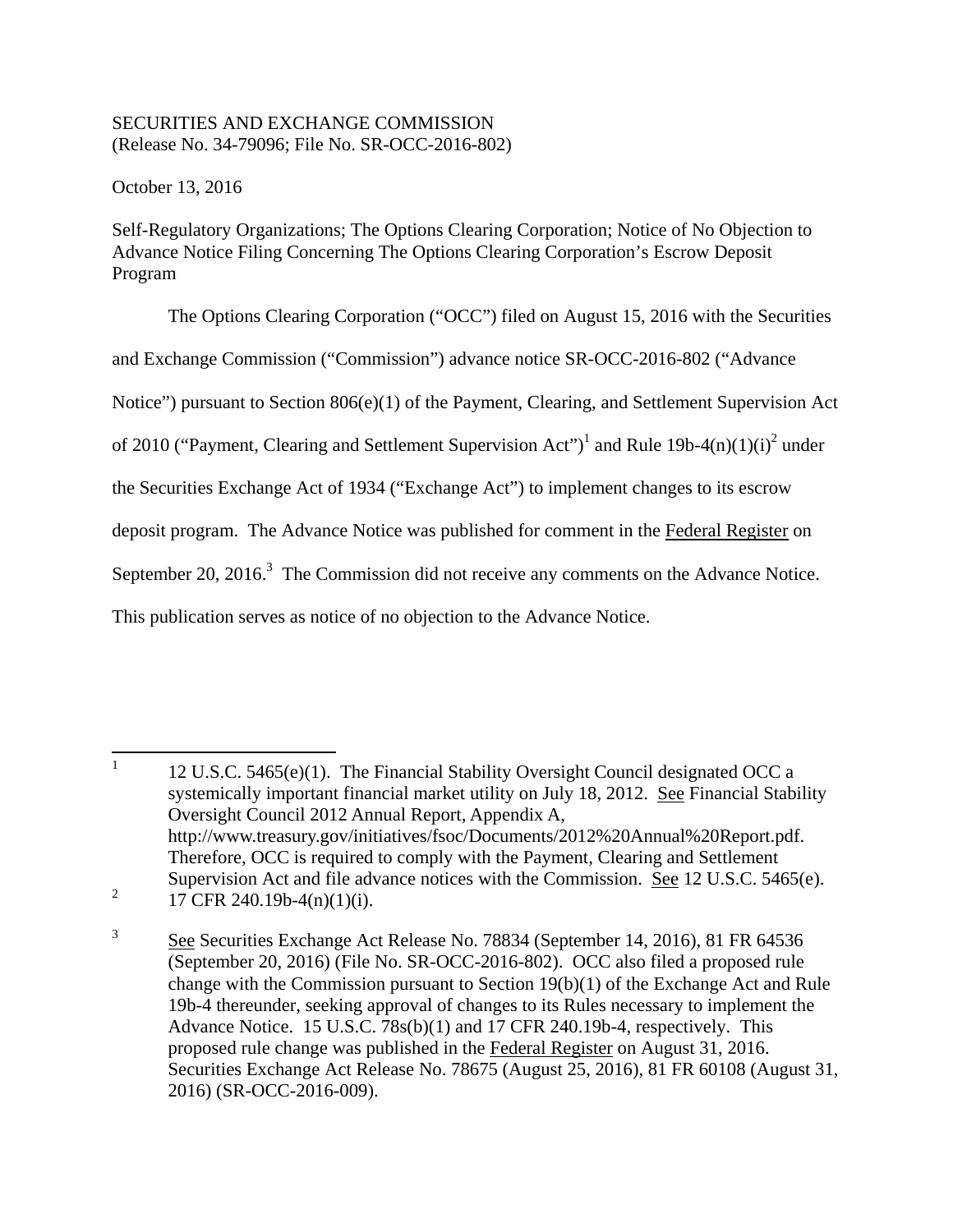SECURITIES AND EXCHANGE COMMISSION
(Release No. 34-79096; File No. SR-OCC-2016-802)

October 13, 2016

Self-Regulatory Organizations; The Options Clearing Corporation; Notice of No Objection to Advance Notice Filing Concerning The Options Clearing Corporation's Escrow Deposit Program

The Options Clearing Corporation ("OCC") filed on August 15, 2016 with the Securities and Exchange Commission ("Commission") advance notice SR-OCC-2016-802 ("Advance Notice") pursuant to Section 806(e)(1) of the Payment, Clearing, and Settlement Supervision Act of 2010 ("Payment, Clearing and Settlement Supervision Act")[1] and Rule 19b-4(n)(1)(i)[2] under the Securities Exchange Act of 1934 ("Exchange Act") to implement changes to its escrow deposit program. The Advance Notice was published for comment in the Federal Register on September 20, 2016.[3] The Commission did not receive any comments on the Advance Notice. This publication serves as notice of no objection to the Advance Notice.

---

[1] 12 U.S.C. 5465(e)(1). The Financial Stability Oversight Council designated OCC a systemically important financial market utility on July 18, 2012. See Financial Stability Oversight Council 2012 Annual Report, Appendix A, http://www.treasury.gov/initiatives/fsoc/Documents/2012%20Annual%20Report.pdf. Therefore, OCC is required to comply with the Payment, Clearing and Settlement Supervision Act and file advance notices with the Commission. See 12 U.S.C. 5465(e).

[2] 17 CFR 240.19b-4(n)(1)(i).

[3] See Securities Exchange Act Release No. 78834 (September 14, 2016), 81 FR 64536 (September 20, 2016) (File No. SR-OCC-2016-802). OCC also filed a proposed rule change with the Commission pursuant to Section 19(b)(1) of the Exchange Act and Rule 19b-4 thereunder, seeking approval of changes to its Rules necessary to implement the Advance Notice. 15 U.S.C. 78s(b)(1) and 17 CFR 240.19b-4, respectively. This proposed rule change was published in the Federal Register on August 31, 2016. Securities Exchange Act Release No. 78675 (August 25, 2016), 81 FR 60108 (August 31, 2016) (SR-OCC-2016-009).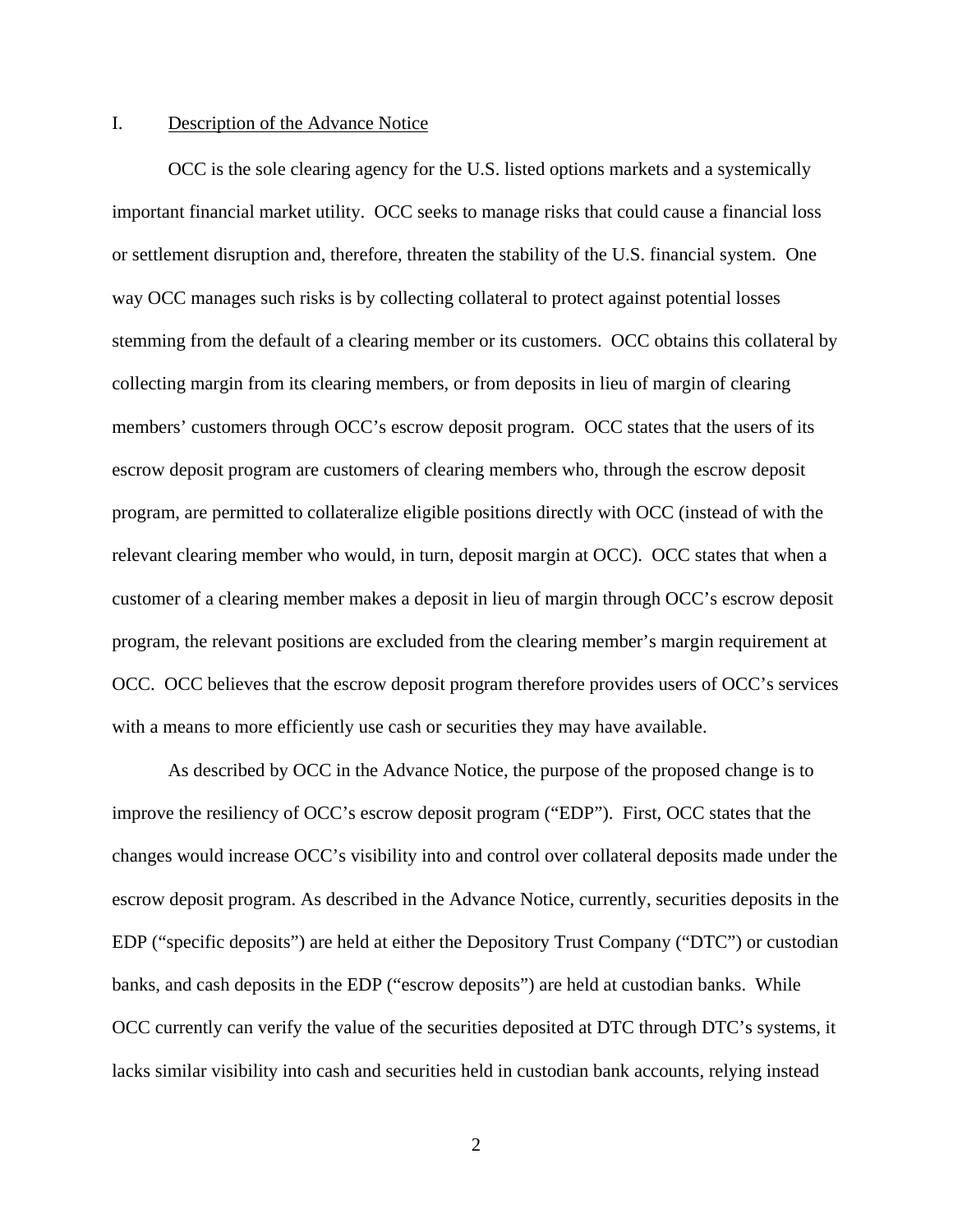## I. Description of the Advance Notice

OCC is the sole clearing agency for the U.S. listed options markets and a systemically important financial market utility. OCC seeks to manage risks that could cause a financial loss or settlement disruption and, therefore, threaten the stability of the U.S. financial system. One way OCC manages such risks is by collecting collateral to protect against potential losses stemming from the default of a clearing member or its customers. OCC obtains this collateral by collecting margin from its clearing members, or from deposits in lieu of margin of clearing members' customers through OCC's escrow deposit program. OCC states that the users of its escrow deposit program are customers of clearing members who, through the escrow deposit program, are permitted to collateralize eligible positions directly with OCC (instead of with the relevant clearing member who would, in turn, deposit margin at OCC). OCC states that when a customer of a clearing member makes a deposit in lieu of margin through OCC's escrow deposit program, the relevant positions are excluded from the clearing member's margin requirement at OCC. OCC believes that the escrow deposit program therefore provides users of OCC's services with a means to more efficiently use cash or securities they may have available.

As described by OCC in the Advance Notice, the purpose of the proposed change is to improve the resiliency of OCC's escrow deposit program ("EDP"). First, OCC states that the changes would increase OCC's visibility into and control over collateral deposits made under the escrow deposit program. As described in the Advance Notice, currently, securities deposits in the EDP ("specific deposits") are held at either the Depository Trust Company ("DTC") or custodian banks, and cash deposits in the EDP ("escrow deposits") are held at custodian banks. While OCC currently can verify the value of the securities deposited at DTC through DTC's systems, it lacks similar visibility into cash and securities held in custodian bank accounts, relying instead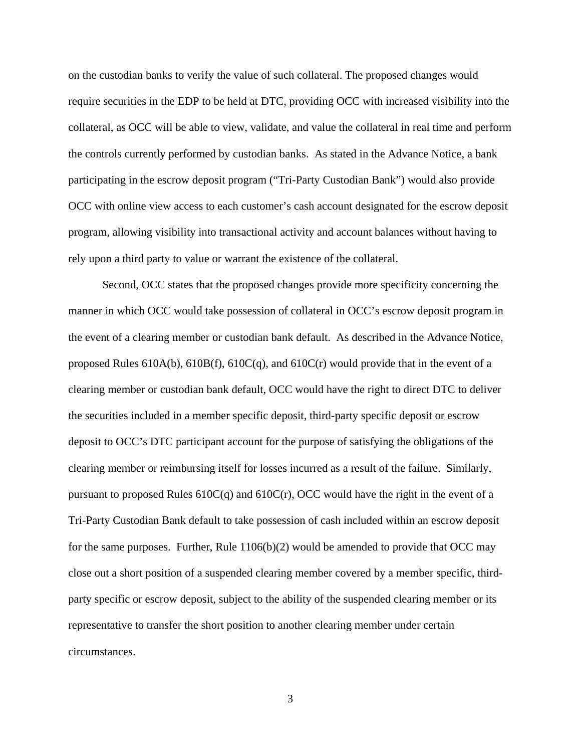on the custodian banks to verify the value of such collateral. The proposed changes would require securities in the EDP to be held at DTC, providing OCC with increased visibility into the collateral, as OCC will be able to view, validate, and value the collateral in real time and perform the controls currently performed by custodian banks. As stated in the Advance Notice, a bank participating in the escrow deposit program ("Tri-Party Custodian Bank") would also provide OCC with online view access to each customer's cash account designated for the escrow deposit program, allowing visibility into transactional activity and account balances without having to rely upon a third party to value or warrant the existence of the collateral.

Second, OCC states that the proposed changes provide more specificity concerning the manner in which OCC would take possession of collateral in OCC's escrow deposit program in the event of a clearing member or custodian bank default. As described in the Advance Notice, proposed Rules 610A(b), 610B(f), 610C(q), and 610C(r) would provide that in the event of a clearing member or custodian bank default, OCC would have the right to direct DTC to deliver the securities included in a member specific deposit, third-party specific deposit or escrow deposit to OCC's DTC participant account for the purpose of satisfying the obligations of the clearing member or reimbursing itself for losses incurred as a result of the failure. Similarly, pursuant to proposed Rules 610C(q) and 610C(r), OCC would have the right in the event of a Tri-Party Custodian Bank default to take possession of cash included within an escrow deposit for the same purposes. Further, Rule 1106(b)(2) would be amended to provide that OCC may close out a short position of a suspended clearing member covered by a member specific, third-party specific or escrow deposit, subject to the ability of the suspended clearing member or its representative to transfer the short position to another clearing member under certain circumstances.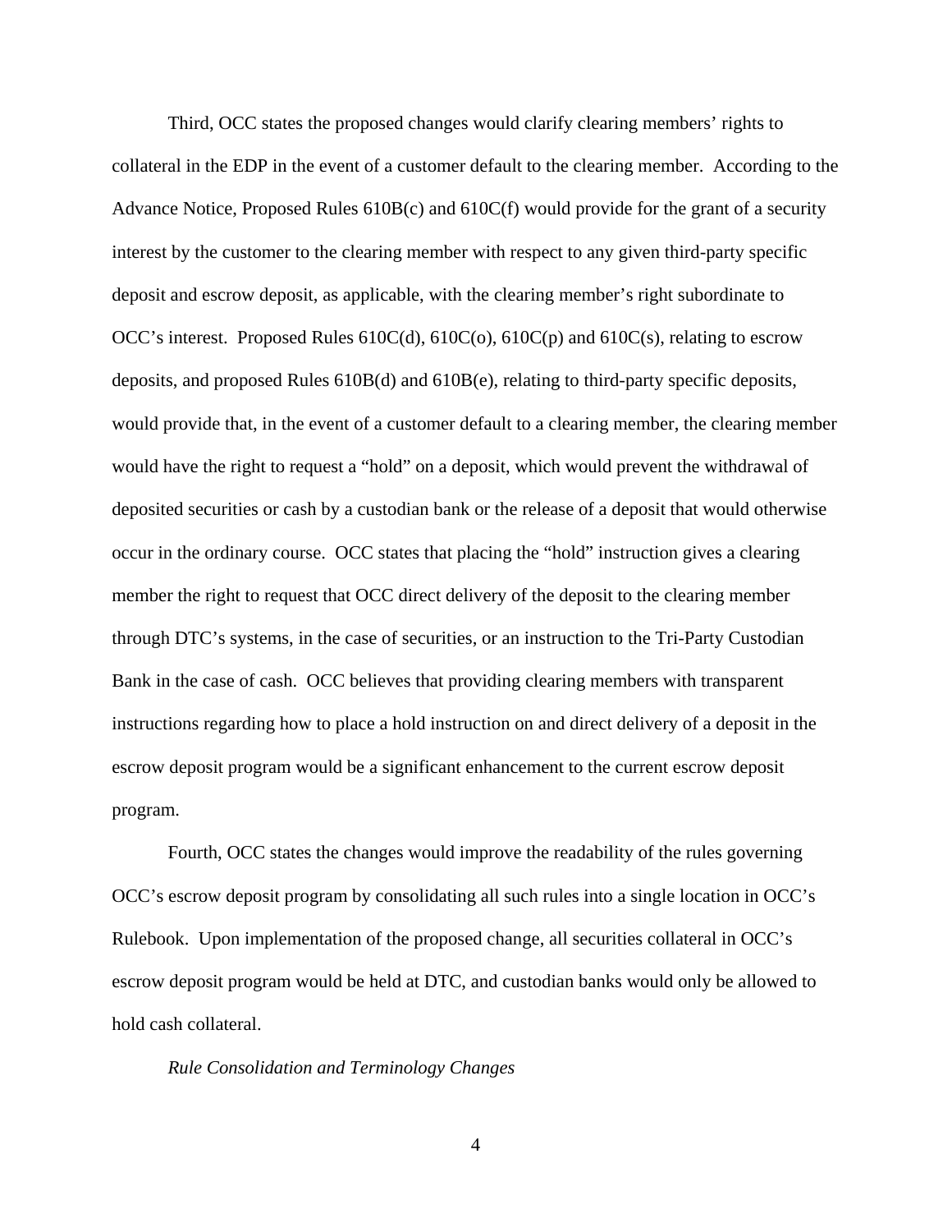Third, OCC states the proposed changes would clarify clearing members' rights to collateral in the EDP in the event of a customer default to the clearing member. According to the Advance Notice, Proposed Rules 610B(c) and 610C(f) would provide for the grant of a security interest by the customer to the clearing member with respect to any given third-party specific deposit and escrow deposit, as applicable, with the clearing member's right subordinate to OCC's interest. Proposed Rules 610C(d), 610C(o), 610C(p) and 610C(s), relating to escrow deposits, and proposed Rules 610B(d) and 610B(e), relating to third-party specific deposits, would provide that, in the event of a customer default to a clearing member, the clearing member would have the right to request a "hold" on a deposit, which would prevent the withdrawal of deposited securities or cash by a custodian bank or the release of a deposit that would otherwise occur in the ordinary course. OCC states that placing the "hold" instruction gives a clearing member the right to request that OCC direct delivery of the deposit to the clearing member through DTC's systems, in the case of securities, or an instruction to the Tri-Party Custodian Bank in the case of cash. OCC believes that providing clearing members with transparent instructions regarding how to place a hold instruction on and direct delivery of a deposit in the escrow deposit program would be a significant enhancement to the current escrow deposit program.

Fourth, OCC states the changes would improve the readability of the rules governing OCC's escrow deposit program by consolidating all such rules into a single location in OCC's Rulebook. Upon implementation of the proposed change, all securities collateral in OCC's escrow deposit program would be held at DTC, and custodian banks would only be allowed to hold cash collateral.

*Rule Consolidation and Terminology Changes*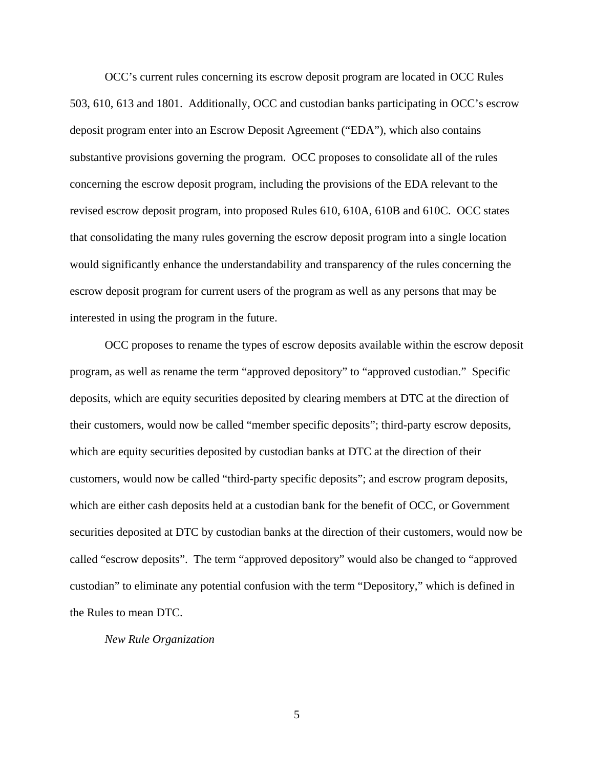OCC's current rules concerning its escrow deposit program are located in OCC Rules 503, 610, 613 and 1801. Additionally, OCC and custodian banks participating in OCC's escrow deposit program enter into an Escrow Deposit Agreement ("EDA"), which also contains substantive provisions governing the program. OCC proposes to consolidate all of the rules concerning the escrow deposit program, including the provisions of the EDA relevant to the revised escrow deposit program, into proposed Rules 610, 610A, 610B and 610C. OCC states that consolidating the many rules governing the escrow deposit program into a single location would significantly enhance the understandability and transparency of the rules concerning the escrow deposit program for current users of the program as well as any persons that may be interested in using the program in the future.

OCC proposes to rename the types of escrow deposits available within the escrow deposit program, as well as rename the term "approved depository" to "approved custodian." Specific deposits, which are equity securities deposited by clearing members at DTC at the direction of their customers, would now be called "member specific deposits"; third-party escrow deposits, which are equity securities deposited by custodian banks at DTC at the direction of their customers, would now be called "third-party specific deposits"; and escrow program deposits, which are either cash deposits held at a custodian bank for the benefit of OCC, or Government securities deposited at DTC by custodian banks at the direction of their customers, would now be called "escrow deposits". The term "approved depository" would also be changed to "approved custodian" to eliminate any potential confusion with the term "Depository," which is defined in the Rules to mean DTC.

*New Rule Organization*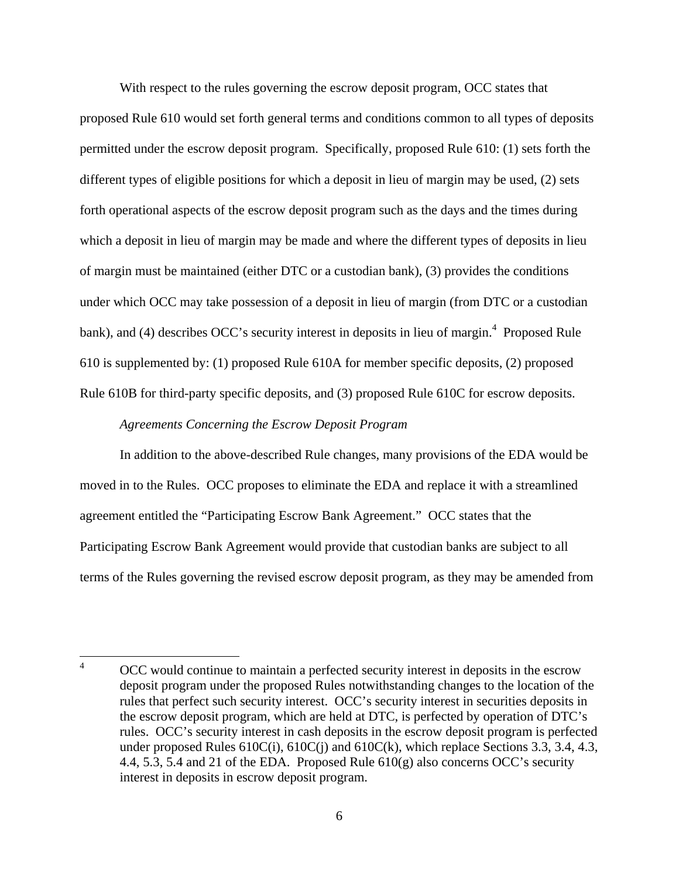With respect to the rules governing the escrow deposit program, OCC states that proposed Rule 610 would set forth general terms and conditions common to all types of deposits permitted under the escrow deposit program. Specifically, proposed Rule 610: (1) sets forth the different types of eligible positions for which a deposit in lieu of margin may be used, (2) sets forth operational aspects of the escrow deposit program such as the days and the times during which a deposit in lieu of margin may be made and where the different types of deposits in lieu of margin must be maintained (either DTC or a custodian bank), (3) provides the conditions under which OCC may take possession of a deposit in lieu of margin (from DTC or a custodian bank), and (4) describes OCC's security interest in deposits in lieu of margin.[4] Proposed Rule 610 is supplemented by: (1) proposed Rule 610A for member specific deposits, (2) proposed Rule 610B for third-party specific deposits, and (3) proposed Rule 610C for escrow deposits.

*Agreements Concerning the Escrow Deposit Program*

In addition to the above-described Rule changes, many provisions of the EDA would be moved in to the Rules. OCC proposes to eliminate the EDA and replace it with a streamlined agreement entitled the "Participating Escrow Bank Agreement." OCC states that the Participating Escrow Bank Agreement would provide that custodian banks are subject to all terms of the Rules governing the revised escrow deposit program, as they may be amended from

---

[4] OCC would continue to maintain a perfected security interest in deposits in the escrow deposit program under the proposed Rules notwithstanding changes to the location of the rules that perfect such security interest. OCC's security interest in securities deposits in the escrow deposit program, which are held at DTC, is perfected by operation of DTC's rules. OCC's security interest in cash deposits in the escrow deposit program is perfected under proposed Rules 610C(i), 610C(j) and 610C(k), which replace Sections 3.3, 3.4, 4.3, 4.4, 5.3, 5.4 and 21 of the EDA. Proposed Rule 610(g) also concerns OCC's security interest in deposits in escrow deposit program.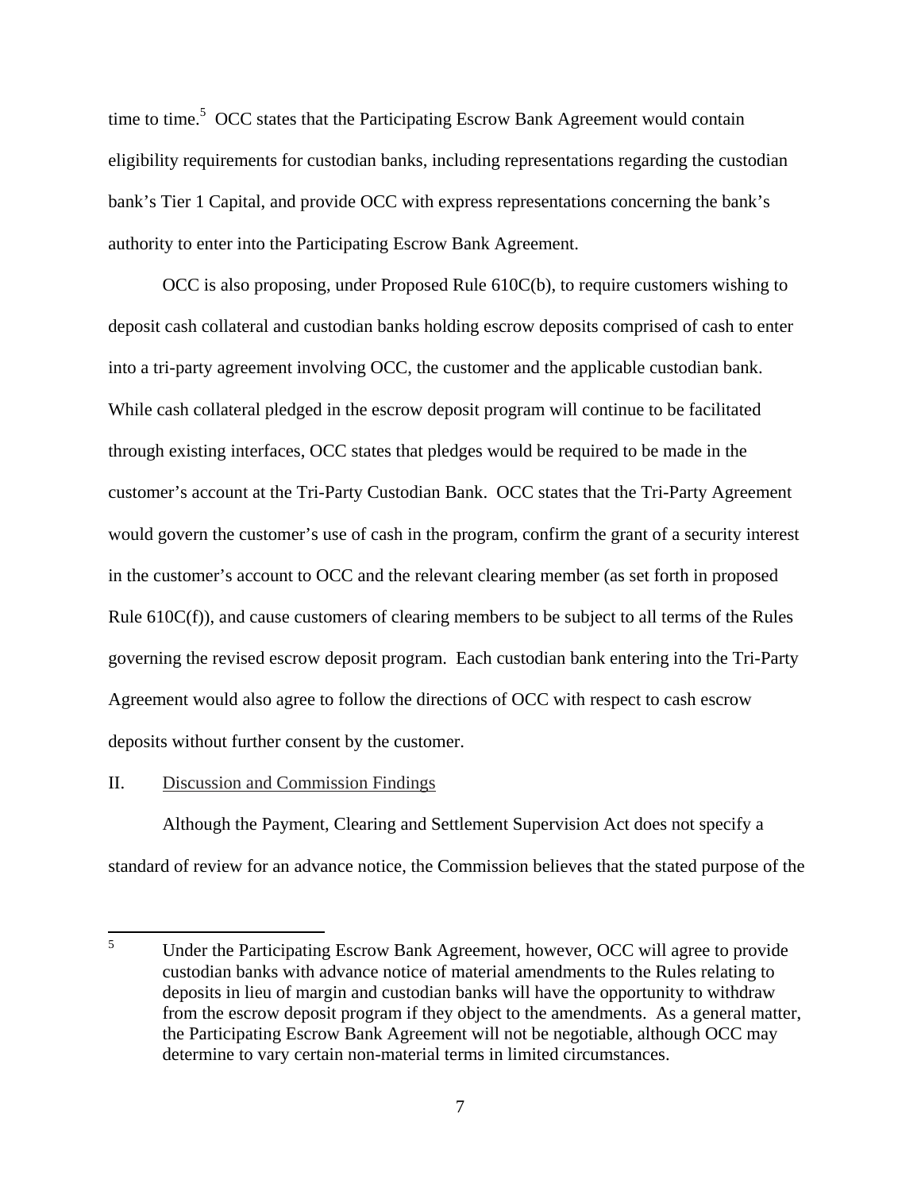time to time.[5] OCC states that the Participating Escrow Bank Agreement would contain eligibility requirements for custodian banks, including representations regarding the custodian bank's Tier 1 Capital, and provide OCC with express representations concerning the bank's authority to enter into the Participating Escrow Bank Agreement.

OCC is also proposing, under Proposed Rule 610C(b), to require customers wishing to deposit cash collateral and custodian banks holding escrow deposits comprised of cash to enter into a tri-party agreement involving OCC, the customer and the applicable custodian bank. While cash collateral pledged in the escrow deposit program will continue to be facilitated through existing interfaces, OCC states that pledges would be required to be made in the customer's account at the Tri-Party Custodian Bank. OCC states that the Tri-Party Agreement would govern the customer's use of cash in the program, confirm the grant of a security interest in the customer's account to OCC and the relevant clearing member (as set forth in proposed Rule 610C(f)), and cause customers of clearing members to be subject to all terms of the Rules governing the revised escrow deposit program. Each custodian bank entering into the Tri-Party Agreement would also agree to follow the directions of OCC with respect to cash escrow deposits without further consent by the customer.

## II. Discussion and Commission Findings

Although the Payment, Clearing and Settlement Supervision Act does not specify a standard of review for an advance notice, the Commission believes that the stated purpose of the

[5] Under the Participating Escrow Bank Agreement, however, OCC will agree to provide custodian banks with advance notice of material amendments to the Rules relating to deposits in lieu of margin and custodian banks will have the opportunity to withdraw from the escrow deposit program if they object to the amendments. As a general matter, the Participating Escrow Bank Agreement will not be negotiable, although OCC may determine to vary certain non-material terms in limited circumstances.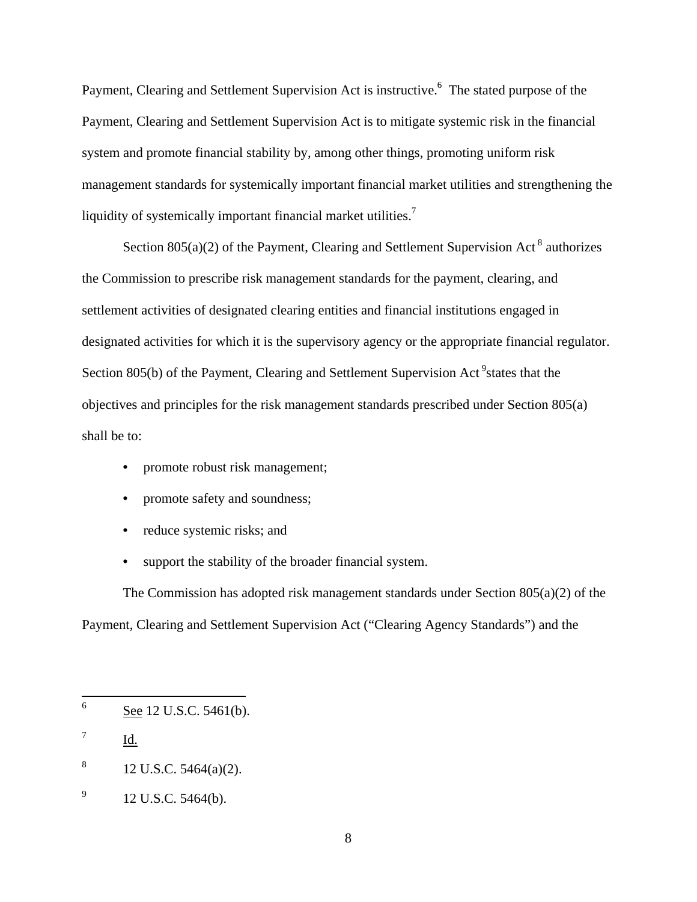Payment, Clearing and Settlement Supervision Act is instructive.[6] The stated purpose of the Payment, Clearing and Settlement Supervision Act is to mitigate systemic risk in the financial system and promote financial stability by, among other things, promoting uniform risk management standards for systemically important financial market utilities and strengthening the liquidity of systemically important financial market utilities.[7]

Section 805(a)(2) of the Payment, Clearing and Settlement Supervision Act[8] authorizes the Commission to prescribe risk management standards for the payment, clearing, and settlement activities of designated clearing entities and financial institutions engaged in designated activities for which it is the supervisory agency or the appropriate financial regulator. Section 805(b) of the Payment, Clearing and Settlement Supervision Act[9] states that the objectives and principles for the risk management standards prescribed under Section 805(a) shall be to:

- promote robust risk management;
- promote safety and soundness;
- reduce systemic risks; and
- support the stability of the broader financial system.

The Commission has adopted risk management standards under Section 805(a)(2) of the Payment, Clearing and Settlement Supervision Act ("Clearing Agency Standards") and the

---

[6] See 12 U.S.C. 5461(b).

[7] Id.

[8] 12 U.S.C. 5464(a)(2).

[9] 12 U.S.C. 5464(b).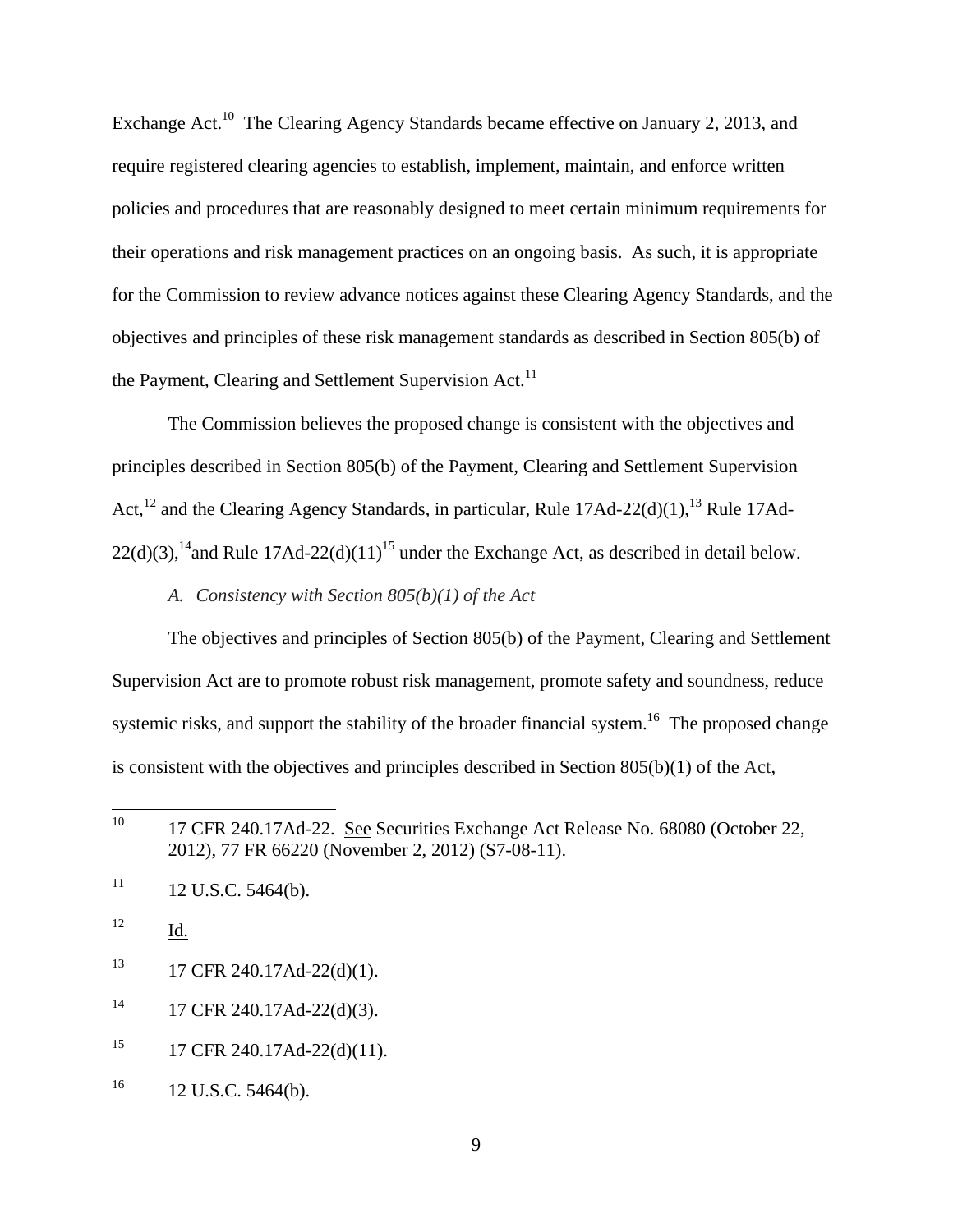Exchange Act.[10] The Clearing Agency Standards became effective on January 2, 2013, and require registered clearing agencies to establish, implement, maintain, and enforce written policies and procedures that are reasonably designed to meet certain minimum requirements for their operations and risk management practices on an ongoing basis. As such, it is appropriate for the Commission to review advance notices against these Clearing Agency Standards, and the objectives and principles of these risk management standards as described in Section 805(b) of the Payment, Clearing and Settlement Supervision Act.[11]

The Commission believes the proposed change is consistent with the objectives and principles described in Section 805(b) of the Payment, Clearing and Settlement Supervision Act,[12] and the Clearing Agency Standards, in particular, Rule 17Ad-22(d)(1),[13] Rule 17Ad-22(d)(3),[14] and Rule 17Ad-22(d)(11)[15] under the Exchange Act, as described in detail below.

*A. Consistency with Section 805(b)(1) of the Act*

The objectives and principles of Section 805(b) of the Payment, Clearing and Settlement Supervision Act are to promote robust risk management, promote safety and soundness, reduce systemic risks, and support the stability of the broader financial system.[16] The proposed change is consistent with the objectives and principles described in Section 805(b)(1) of the Act,

---

[10] 17 CFR 240.17Ad-22. See Securities Exchange Act Release No. 68080 (October 22, 2012), 77 FR 66220 (November 2, 2012) (S7-08-11).

[11] 12 U.S.C. 5464(b).

[12] Id.

[13] 17 CFR 240.17Ad-22(d)(1).

[14] 17 CFR 240.17Ad-22(d)(3).

[15] 17 CFR 240.17Ad-22(d)(11).

[16] 12 U.S.C. 5464(b).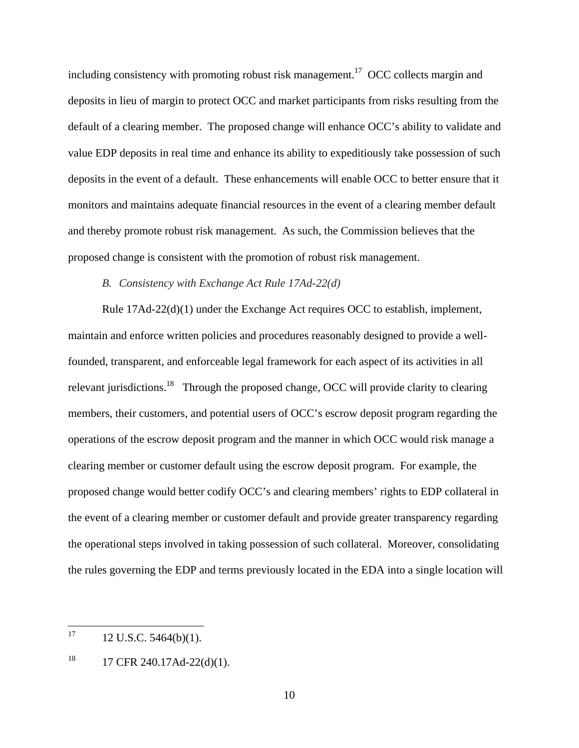including consistency with promoting robust risk management.[17] OCC collects margin and deposits in lieu of margin to protect OCC and market participants from risks resulting from the default of a clearing member. The proposed change will enhance OCC's ability to validate and value EDP deposits in real time and enhance its ability to expeditiously take possession of such deposits in the event of a default. These enhancements will enable OCC to better ensure that it monitors and maintains adequate financial resources in the event of a clearing member default and thereby promote robust risk management. As such, the Commission believes that the proposed change is consistent with the promotion of robust risk management.

*B. Consistency with Exchange Act Rule 17Ad-22(d)*

Rule 17Ad-22(d)(1) under the Exchange Act requires OCC to establish, implement, maintain and enforce written policies and procedures reasonably designed to provide a well-founded, transparent, and enforceable legal framework for each aspect of its activities in all relevant jurisdictions.[18] Through the proposed change, OCC will provide clarity to clearing members, their customers, and potential users of OCC's escrow deposit program regarding the operations of the escrow deposit program and the manner in which OCC would risk manage a clearing member or customer default using the escrow deposit program. For example, the proposed change would better codify OCC's and clearing members' rights to EDP collateral in the event of a clearing member or customer default and provide greater transparency regarding the operational steps involved in taking possession of such collateral. Moreover, consolidating the rules governing the EDP and terms previously located in the EDA into a single location will

---

[17] 12 U.S.C. 5464(b)(1).

[18] 17 CFR 240.17Ad-22(d)(1).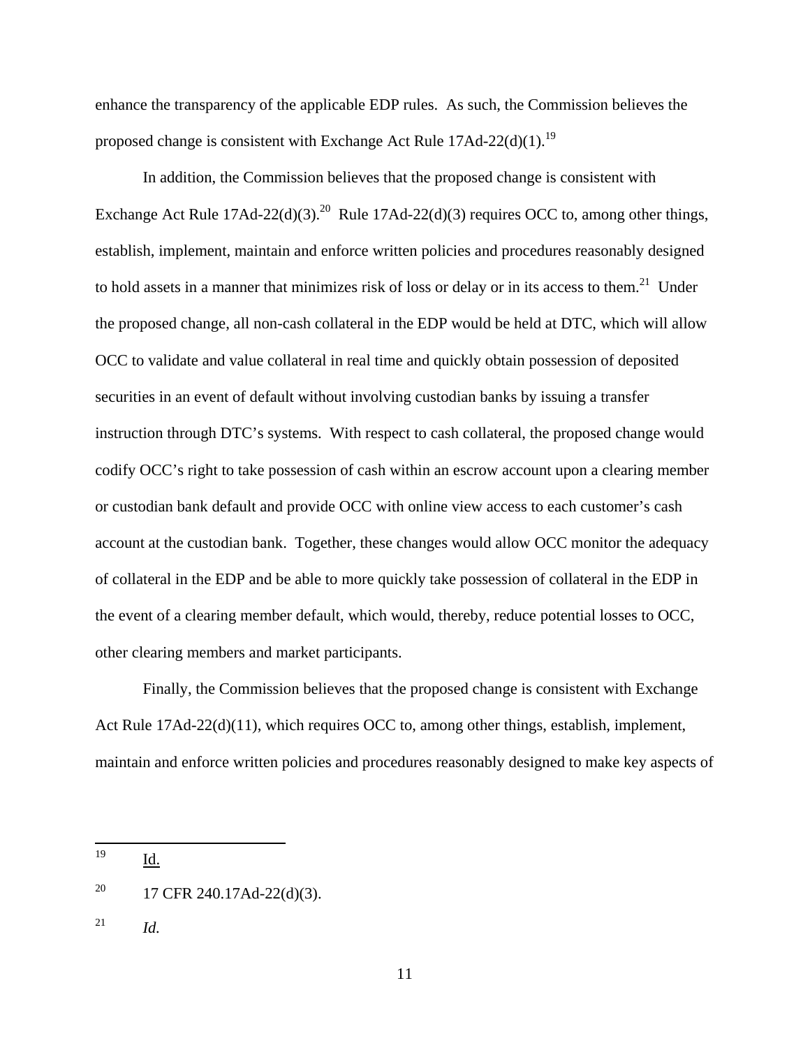enhance the transparency of the applicable EDP rules. As such, the Commission believes the proposed change is consistent with Exchange Act Rule 17Ad-22(d)(1).[19]

In addition, the Commission believes that the proposed change is consistent with Exchange Act Rule 17Ad-22(d)(3).[20] Rule 17Ad-22(d)(3) requires OCC to, among other things, establish, implement, maintain and enforce written policies and procedures reasonably designed to hold assets in a manner that minimizes risk of loss or delay or in its access to them.[21] Under the proposed change, all non-cash collateral in the EDP would be held at DTC, which will allow OCC to validate and value collateral in real time and quickly obtain possession of deposited securities in an event of default without involving custodian banks by issuing a transfer instruction through DTC's systems. With respect to cash collateral, the proposed change would codify OCC's right to take possession of cash within an escrow account upon a clearing member or custodian bank default and provide OCC with online view access to each customer's cash account at the custodian bank. Together, these changes would allow OCC monitor the adequacy of collateral in the EDP and be able to more quickly take possession of collateral in the EDP in the event of a clearing member default, which would, thereby, reduce potential losses to OCC, other clearing members and market participants.

Finally, the Commission believes that the proposed change is consistent with Exchange Act Rule 17Ad-22(d)(11), which requires OCC to, among other things, establish, implement, maintain and enforce written policies and procedures reasonably designed to make key aspects of

---

[19] Id.

[20] 17 CFR 240.17Ad-22(d)(3).

[21] *Id.*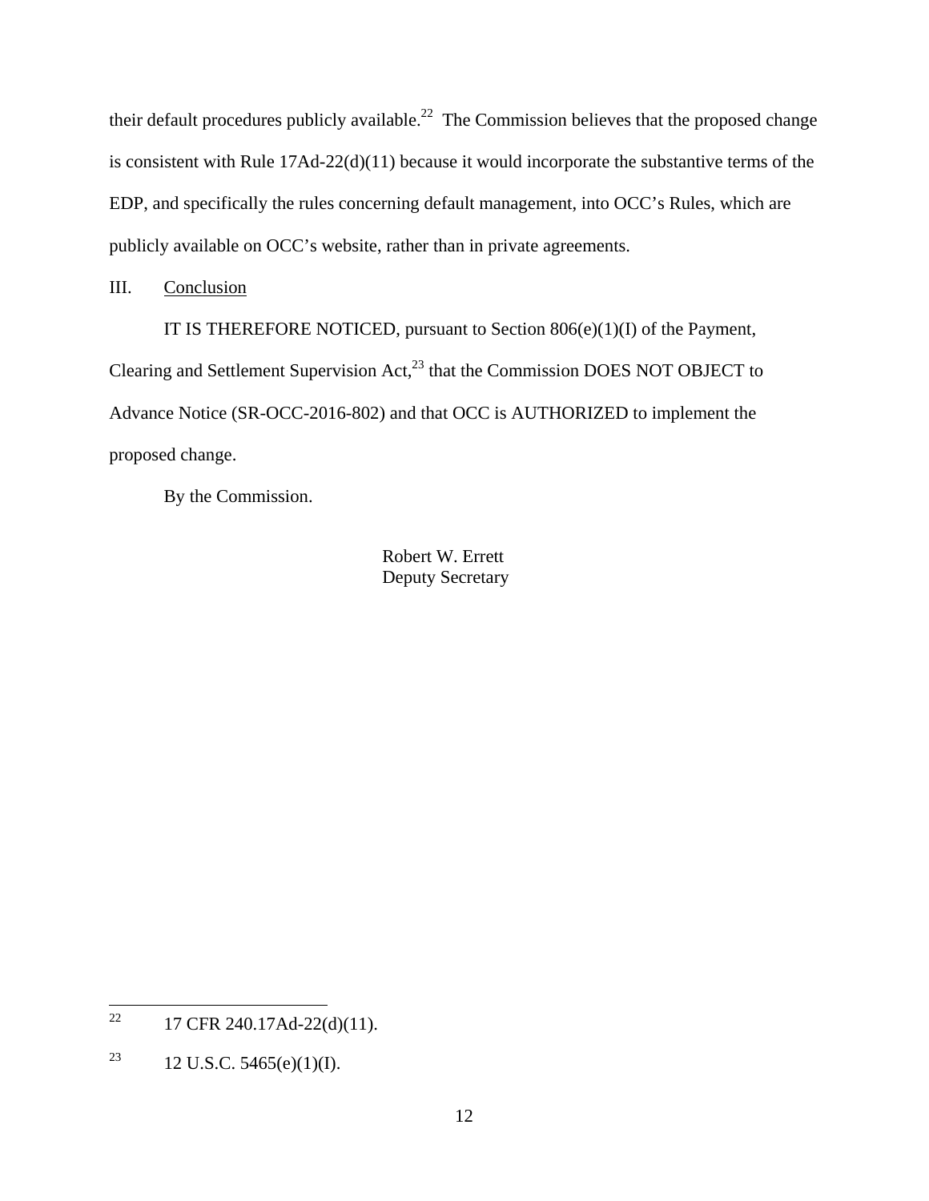their default procedures publicly available.[22] The Commission believes that the proposed change is consistent with Rule 17Ad-22(d)(11) because it would incorporate the substantive terms of the EDP, and specifically the rules concerning default management, into OCC's Rules, which are publicly available on OCC's website, rather than in private agreements.

III. Conclusion

IT IS THEREFORE NOTICED, pursuant to Section 806(e)(1)(I) of the Payment, Clearing and Settlement Supervision Act,[23] that the Commission DOES NOT OBJECT to Advance Notice (SR-OCC-2016-802) and that OCC is AUTHORIZED to implement the proposed change.

By the Commission.

Robert W. Errett
Deputy Secretary

---

[22] 17 CFR 240.17Ad-22(d)(11).

[23] 12 U.S.C. 5465(e)(1)(I).